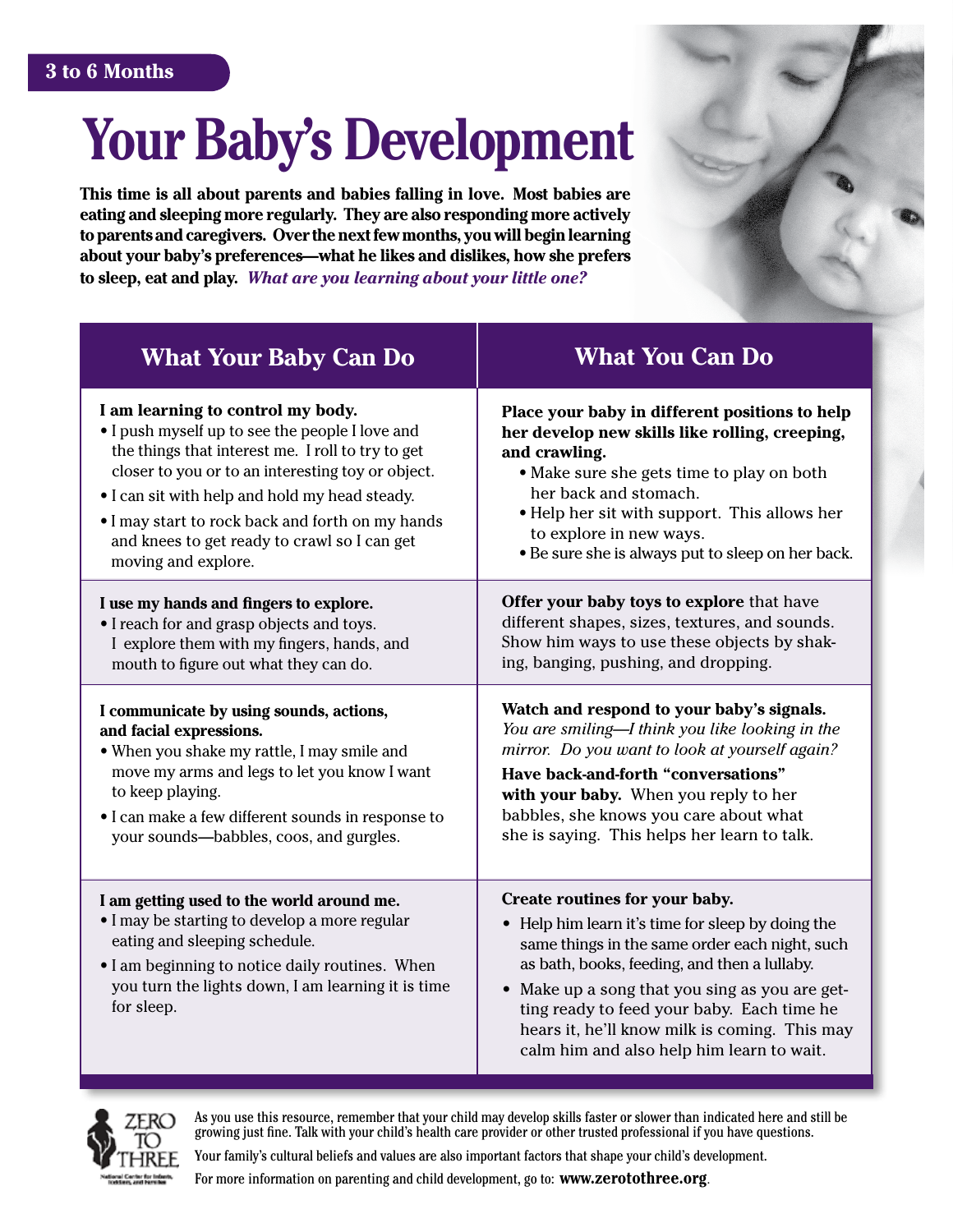3 to 6 Months

# Your Baby's Development

**This time is all about parents and babies falling in love. Most babies are eating and sleeping more regularly. They are also responding more actively to parents and caregivers. Over the next few months, you will begin learning about your baby's preferences—what he likes and dislikes, how she prefers to sleep, eat and play.** ***What are you learning about your little one?***

| What Your Baby Can Do | What You Can Do |
|---|---|
| **I am learning to control my body.**<br>• I push myself up to see the people I love and the things that interest me. I roll to try to get closer to you or to an interesting toy or object.<br>• I can sit with help and hold my head steady.<br>• I may start to rock back and forth on my hands and knees to get ready to crawl so I can get moving and explore. | **Place your baby in different positions to help her develop new skills like rolling, creeping, and crawling.**<br>• Make sure she gets time to play on both her back and stomach.<br>• Help her sit with support. This allows her to explore in new ways.<br>• Be sure she is always put to sleep on her back. |
| **I use my hands and fingers to explore.**<br>• I reach for and grasp objects and toys. I explore them with my fingers, hands, and mouth to figure out what they can do. | **Offer your baby toys to explore** that have different shapes, sizes, textures, and sounds. Show him ways to use these objects by shaking, banging, pushing, and dropping. |
| **I communicate by using sounds, actions, and facial expressions.**<br>• When you shake my rattle, I may smile and move my arms and legs to let you know I want to keep playing.<br>• I can make a few different sounds in response to your sounds—babbles, coos, and gurgles. | **Watch and respond to your baby's signals.** *You are smiling—I think you like looking in the mirror. Do you want to look at yourself again?*<br>**Have back-and-forth "conversations" with your baby.** When you reply to her babbles, she knows you care about what she is saying. This helps her learn to talk. |
| **I am getting used to the world around me.**<br>• I may be starting to develop a more regular eating and sleeping schedule.<br>• I am beginning to notice daily routines. When you turn the lights down, I am learning it is time for sleep. | **Create routines for your baby.**<br>• Help him learn it's time for sleep by doing the same things in the same order each night, such as bath, books, feeding, and then a lullaby.<br>• Make up a song that you sing as you are getting ready to feed your baby. Each time he hears it, he'll know milk is coming. This may calm him and also help him learn to wait. |

ZERO TO THREE
National Center for Infants, Toddlers, and Families

As you use this resource, remember that your child may develop skills faster or slower than indicated here and still be growing just fine. Talk with your child's health care provider or other trusted professional if you have questions.

Your family's cultural beliefs and values are also important factors that shape your child's development.

For more information on parenting and child development, go to: **www.zerotothree.org**.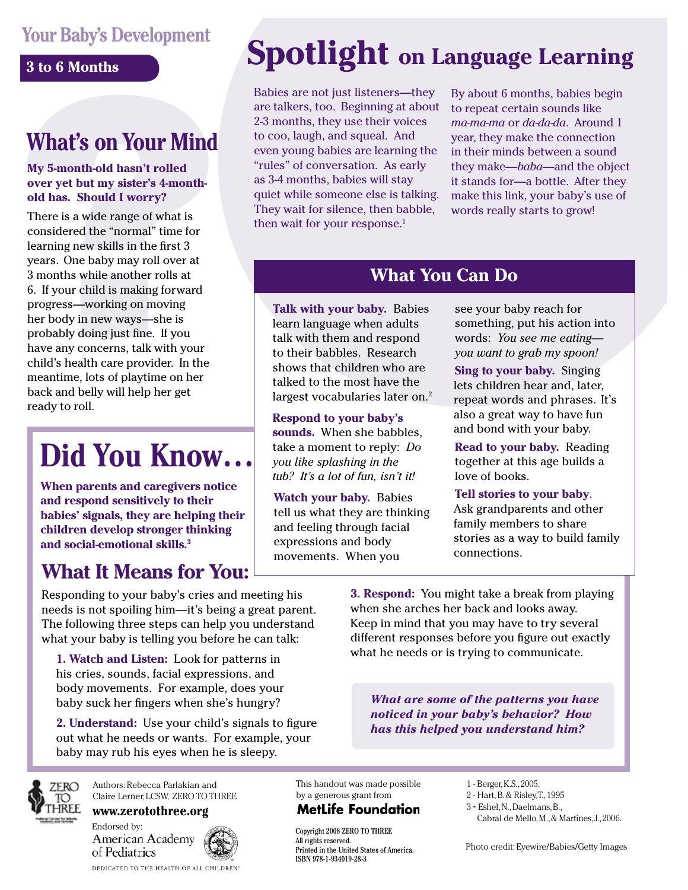# Your Baby's Development

**3 to 6 Months**

## What's on Your Mind

**My 5-month-old hasn't rolled over yet but my sister's 4-month-old has. Should I worry?**

There is a wide range of what is considered the "normal" time for learning new skills in the first 3 years. One baby may roll over at 3 months while another rolls at 6. If your child is making forward progress—working on moving her body in new ways—she is probably doing just fine. If you have any concerns, talk with your child's health care provider. In the meantime, lots of playtime on her back and belly will help her get ready to roll.

# Spotlight on Language Learning

Babies are not just listeners—they are talkers, too. Beginning at about 2-3 months, they use their voices to coo, laugh, and squeal. And even young babies are learning the "rules" of conversation. As early as 3-4 months, babies will stay quiet while someone else is talking. They wait for silence, then babble, then wait for your response.[1]

By about 6 months, babies begin to repeat certain sounds like *ma-ma-ma* or *da-da-da*. Around 1 year, they make the connection in their minds between a sound they make—*baba*—and the object it stands for—a bottle. After they make this link, your baby's use of words really starts to grow!

## What You Can Do

**Talk with your baby.** Babies learn language when adults talk with them and respond to their babbles. Research shows that children who are talked to the most have the largest vocabularies later on.[2]

**Respond to your baby's sounds.** When she babbles, take a moment to reply: *Do you like splashing in the tub? It's a lot of fun, isn't it!*

**Watch your baby.** Babies tell us what they are thinking and feeling through facial expressions and body movements. When you see your baby reach for something, put his action into words: *You see me eating—you want to grab my spoon!*

**Sing to your baby.** Singing lets children hear and, later, repeat words and phrases. It's also a great way to have fun and bond with your baby.

**Read to your baby.** Reading together at this age builds a love of books.

**Tell stories to your baby.** Ask grandparents and other family members to share stories as a way to build family connections.

# Did You Know…

**When parents and caregivers notice and respond sensitively to their babies' signals, they are helping their children develop stronger thinking and social-emotional skills.[3]**

## What It Means for You:

Responding to your baby's cries and meeting his needs is not spoiling him—it's being a great parent. The following three steps can help you understand what your baby is telling you before he can talk:

**1. Watch and Listen:** Look for patterns in his cries, sounds, facial expressions, and body movements. For example, does your baby suck her fingers when she's hungry?

**2. Understand:** Use your child's signals to figure out what he needs or wants. For example, your baby may rub his eyes when he is sleepy.

**3. Respond:** You might take a break from playing when she arches her back and looks away. Keep in mind that you may have to try several different responses before you figure out exactly what he needs or is trying to communicate.

***What are some of the patterns you have noticed in your baby's behavior? How has this helped you understand him?***

Authors: Rebecca Parlakian and Claire Lerner, LCSW, ZERO TO THREE

**www.zerotothree.org**

Endorsed by: American Academy of Pediatrics

DEDICATED TO THE HEALTH OF ALL CHILDREN

This handout was made possible by a generous grant from **MetLife Foundation**

Copyright 2008 ZERO TO THREE
All rights reserved.
Printed in the United States of America.
ISBN 978-1-934019-28-3

1 - Berger, K.S., 2005.
2 - Hart, B. & Risley, T., 1995
3 - Eshel, N., Daelmans, B., Cabral de Mello, M., & Martines, J., 2006.

Photo credit: Eyewire/Babies/Getty Images